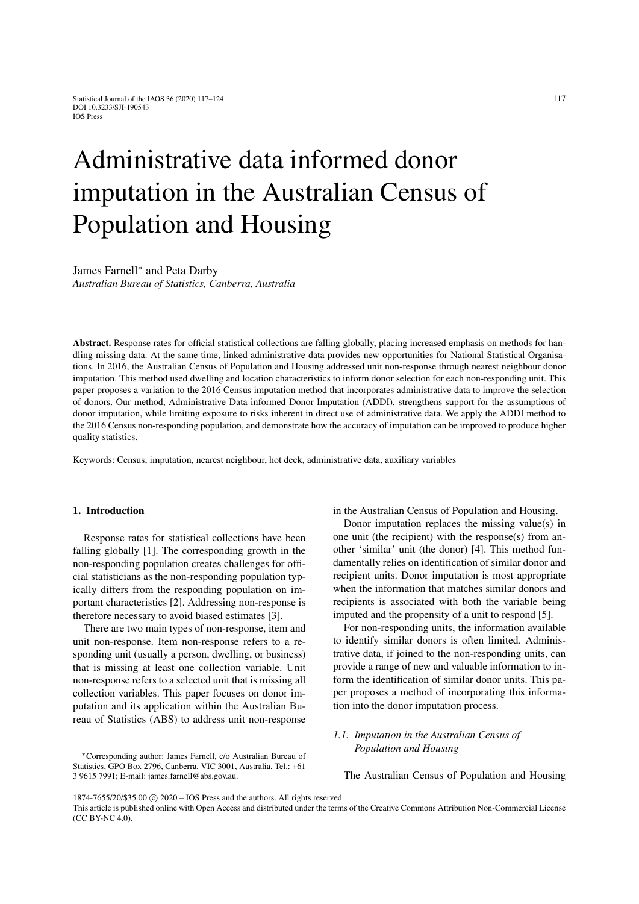# Administrative data informed donor imputation in the Australian Census of Population and Housing

James Farnell* and Peta Darby

*Australian Bureau of Statistics, Canberra, Australia*

**Abstract.** Response rates for official statistical collections are falling globally, placing increased emphasis on methods for handling missing data. At the same time, linked administrative data provides new opportunities for National Statistical Organisations. In 2016, the Australian Census of Population and Housing addressed unit non-response through nearest neighbour donor imputation. This method used dwelling and location characteristics to inform donor selection for each non-responding unit. This paper proposes a variation to the 2016 Census imputation method that incorporates administrative data to improve the selection of donors. Our method, Administrative Data informed Donor Imputation (ADDI), strengthens support for the assumptions of donor imputation, while limiting exposure to risks inherent in direct use of administrative data. We apply the ADDI method to the 2016 Census non-responding population, and demonstrate how the accuracy of imputation can be improved to produce higher quality statistics.

Keywords: Census, imputation, nearest neighbour, hot deck, administrative data, auxiliary variables

## 1. Introduction

Response rates for statistical collections have been falling globally [1]. The corresponding growth in the non-responding population creates challenges for official statisticians as the non-responding population typically differs from the responding population on important characteristics [2]. Addressing non-response is therefore necessary to avoid biased estimates [3].

There are two main types of non-response, item and unit non-response. Item non-response refers to a responding unit (usually a person, dwelling, or business) that is missing at least one collection variable. Unit non-response refers to a selected unit that is missing all collection variables. This paper focuses on donor imputation and its application within the Australian Bureau of Statistics (ABS) to address unit non-response in the Australian Census of Population and Housing.

Donor imputation replaces the missing value(s) in one unit (the recipient) with the response(s) from another 'similar' unit (the donor) [4]. This method fundamentally relies on identification of similar donor and recipient units. Donor imputation is most appropriate when the information that matches similar donors and recipients is associated with both the variable being imputed and the propensity of a unit to respond [5].

For non-responding units, the information available to identify similar donors is often limited. Administrative data, if joined to the non-responding units, can provide a range of new and valuable information to inform the identification of similar donor units. This paper proposes a method of incorporating this information into the donor imputation process.

### 1.1. Imputation in the Australian Census of Population and Housing

The Australian Census of Population and Housing

*Corresponding author: James Farnell, c/o Australian Bureau of Statistics, GPO Box 2796, Canberra, VIC 3001, Australia. Tel.: +61 3 9615 7991; E-mail: james.farnell@abs.gov.au.

1874-7655/20/$35.00 © 2020 – IOS Press and the authors. All rights reserved

This article is published online with Open Access and distributed under the terms of the Creative Commons Attribution Non-Commercial License (CC BY-NC 4.0).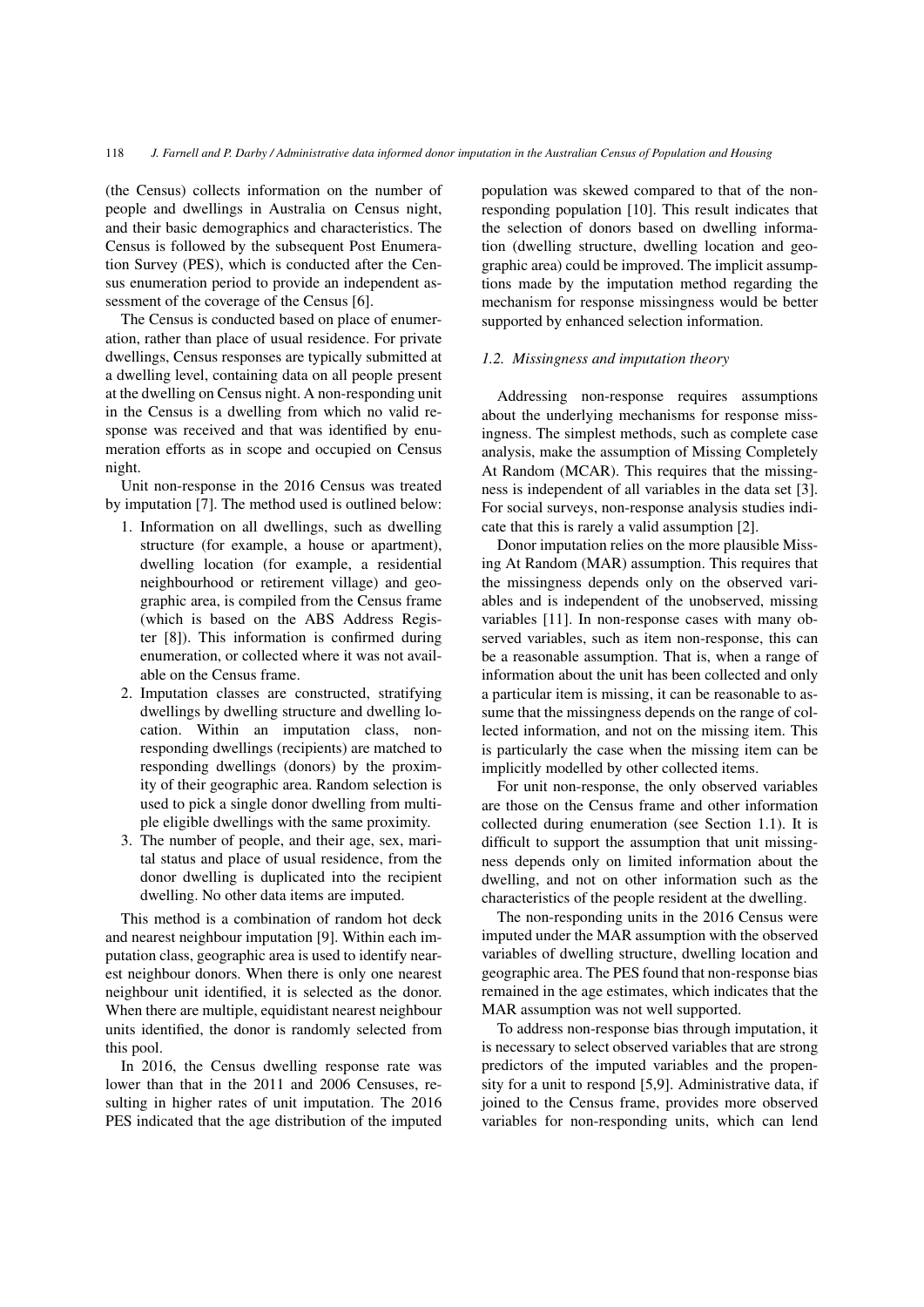(the Census) collects information on the number of people and dwellings in Australia on Census night, and their basic demographics and characteristics. The Census is followed by the subsequent Post Enumeration Survey (PES), which is conducted after the Census enumeration period to provide an independent assessment of the coverage of the Census [6].

The Census is conducted based on place of enumeration, rather than place of usual residence. For private dwellings, Census responses are typically submitted at a dwelling level, containing data on all people present at the dwelling on Census night. A non-responding unit in the Census is a dwelling from which no valid response was received and that was identified by enumeration efforts as in scope and occupied on Census night.

Unit non-response in the 2016 Census was treated by imputation [7]. The method used is outlined below:

1. Information on all dwellings, such as dwelling structure (for example, a house or apartment), dwelling location (for example, a residential neighbourhood or retirement village) and geographic area, is compiled from the Census frame (which is based on the ABS Address Register [8]). This information is confirmed during enumeration, or collected where it was not available on the Census frame.
2. Imputation classes are constructed, stratifying dwellings by dwelling structure and dwelling location. Within an imputation class, non-responding dwellings (recipients) are matched to responding dwellings (donors) by the proximity of their geographic area. Random selection is used to pick a single donor dwelling from multiple eligible dwellings with the same proximity.
3. The number of people, and their age, sex, marital status and place of usual residence, from the donor dwelling is duplicated into the recipient dwelling. No other data items are imputed.

This method is a combination of random hot deck and nearest neighbour imputation [9]. Within each imputation class, geographic area is used to identify nearest neighbour donors. When there is only one nearest neighbour unit identified, it is selected as the donor. When there are multiple, equidistant nearest neighbour units identified, the donor is randomly selected from this pool.

In 2016, the Census dwelling response rate was lower than that in the 2011 and 2006 Censuses, resulting in higher rates of unit imputation. The 2016 PES indicated that the age distribution of the imputed population was skewed compared to that of the non-responding population [10]. This result indicates that the selection of donors based on dwelling information (dwelling structure, dwelling location and geographic area) could be improved. The implicit assumptions made by the imputation method regarding the mechanism for response missingness would be better supported by enhanced selection information.

### 1.2. Missingness and imputation theory

Addressing non-response requires assumptions about the underlying mechanisms for response missingness. The simplest methods, such as complete case analysis, make the assumption of Missing Completely At Random (MCAR). This requires that the missingness is independent of all variables in the data set [3]. For social surveys, non-response analysis studies indicate that this is rarely a valid assumption [2].

Donor imputation relies on the more plausible Missing At Random (MAR) assumption. This requires that the missingness depends only on the observed variables and is independent of the unobserved, missing variables [11]. In non-response cases with many observed variables, such as item non-response, this can be a reasonable assumption. That is, when a range of information about the unit has been collected and only a particular item is missing, it can be reasonable to assume that the missingness depends on the range of collected information, and not on the missing item. This is particularly the case when the missing item can be implicitly modelled by other collected items.

For unit non-response, the only observed variables are those on the Census frame and other information collected during enumeration (see Section 1.1). It is difficult to support the assumption that unit missingness depends only on limited information about the dwelling, and not on other information such as the characteristics of the people resident at the dwelling.

The non-responding units in the 2016 Census were imputed under the MAR assumption with the observed variables of dwelling structure, dwelling location and geographic area. The PES found that non-response bias remained in the age estimates, which indicates that the MAR assumption was not well supported.

To address non-response bias through imputation, it is necessary to select observed variables that are strong predictors of the imputed variables and the propensity for a unit to respond [5,9]. Administrative data, if joined to the Census frame, provides more observed variables for non-responding units, which can lend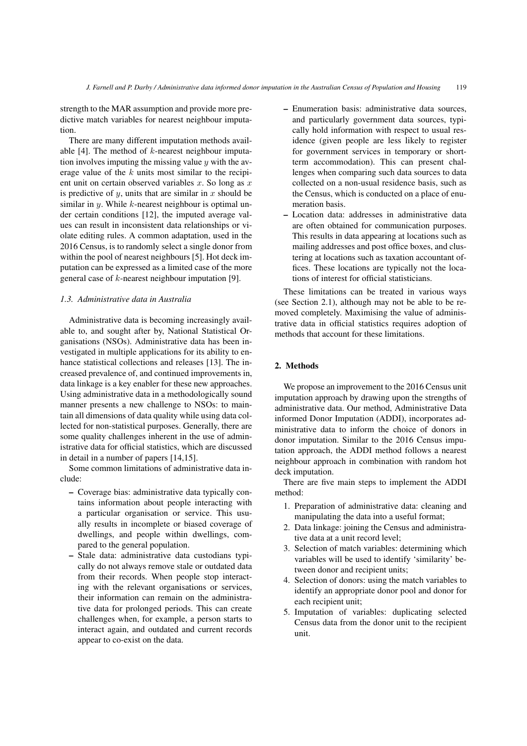strength to the MAR assumption and provide more predictive match variables for nearest neighbour imputation.

There are many different imputation methods available [4]. The method of $k$-nearest neighbour imputation involves imputing the missing value $y$ with the average value of the $k$ units most similar to the recipient unit on certain observed variables $x$. So long as $x$ is predictive of $y$, units that are similar in $x$ should be similar in $y$. While $k$-nearest neighbour is optimal under certain conditions [12], the imputed average values can result in inconsistent data relationships or violate editing rules. A common adaptation, used in the 2016 Census, is to randomly select a single donor from within the pool of nearest neighbours [5]. Hot deck imputation can be expressed as a limited case of the more general case of $k$-nearest neighbour imputation [9].

### *1.3. Administrative data in Australia*

Administrative data is becoming increasingly available to, and sought after by, National Statistical Organisations (NSOs). Administrative data has been investigated in multiple applications for its ability to enhance statistical collections and releases [13]. The increased prevalence of, and continued improvements in, data linkage is a key enabler for these new approaches. Using administrative data in a methodologically sound manner presents a new challenge to NSOs: to maintain all dimensions of data quality while using data collected for non-statistical purposes. Generally, there are some quality challenges inherent in the use of administrative data for official statistics, which are discussed in detail in a number of papers [14,15].

Some common limitations of administrative data include:

- Coverage bias: administrative data typically contains information about people interacting with a particular organisation or service. This usually results in incomplete or biased coverage of dwellings, and people within dwellings, compared to the general population.
- Stale data: administrative data custodians typically do not always remove stale or outdated data from their records. When people stop interacting with the relevant organisations or services, their information can remain on the administrative data for prolonged periods. This can create challenges when, for example, a person starts to interact again, and outdated and current records appear to co-exist on the data.
- Enumeration basis: administrative data sources, and particularly government data sources, typically hold information with respect to usual residence (given people are less likely to register for government services in temporary or short-term accommodation). This can present challenges when comparing such data sources to data collected on a non-usual residence basis, such as the Census, which is conducted on a place of enumeration basis.
- Location data: addresses in administrative data are often obtained for communication purposes. This results in data appearing at locations such as mailing addresses and post office boxes, and clustering at locations such as taxation accountant offices. These locations are typically not the locations of interest for official statisticians.

These limitations can be treated in various ways (see Section 2.1), although may not be able to be removed completely. Maximising the value of administrative data in official statistics requires adoption of methods that account for these limitations.

## 2. Methods

We propose an improvement to the 2016 Census unit imputation approach by drawing upon the strengths of administrative data. Our method, Administrative Data informed Donor Imputation (ADDI), incorporates administrative data to inform the choice of donors in donor imputation. Similar to the 2016 Census imputation approach, the ADDI method follows a nearest neighbour approach in combination with random hot deck imputation.

There are five main steps to implement the ADDI method:

1. Preparation of administrative data: cleaning and manipulating the data into a useful format;
2. Data linkage: joining the Census and administrative data at a unit record level;
3. Selection of match variables: determining which variables will be used to identify 'similarity' between donor and recipient units;
4. Selection of donors: using the match variables to identify an appropriate donor pool and donor for each recipient unit;
5. Imputation of variables: duplicating selected Census data from the donor unit to the recipient unit.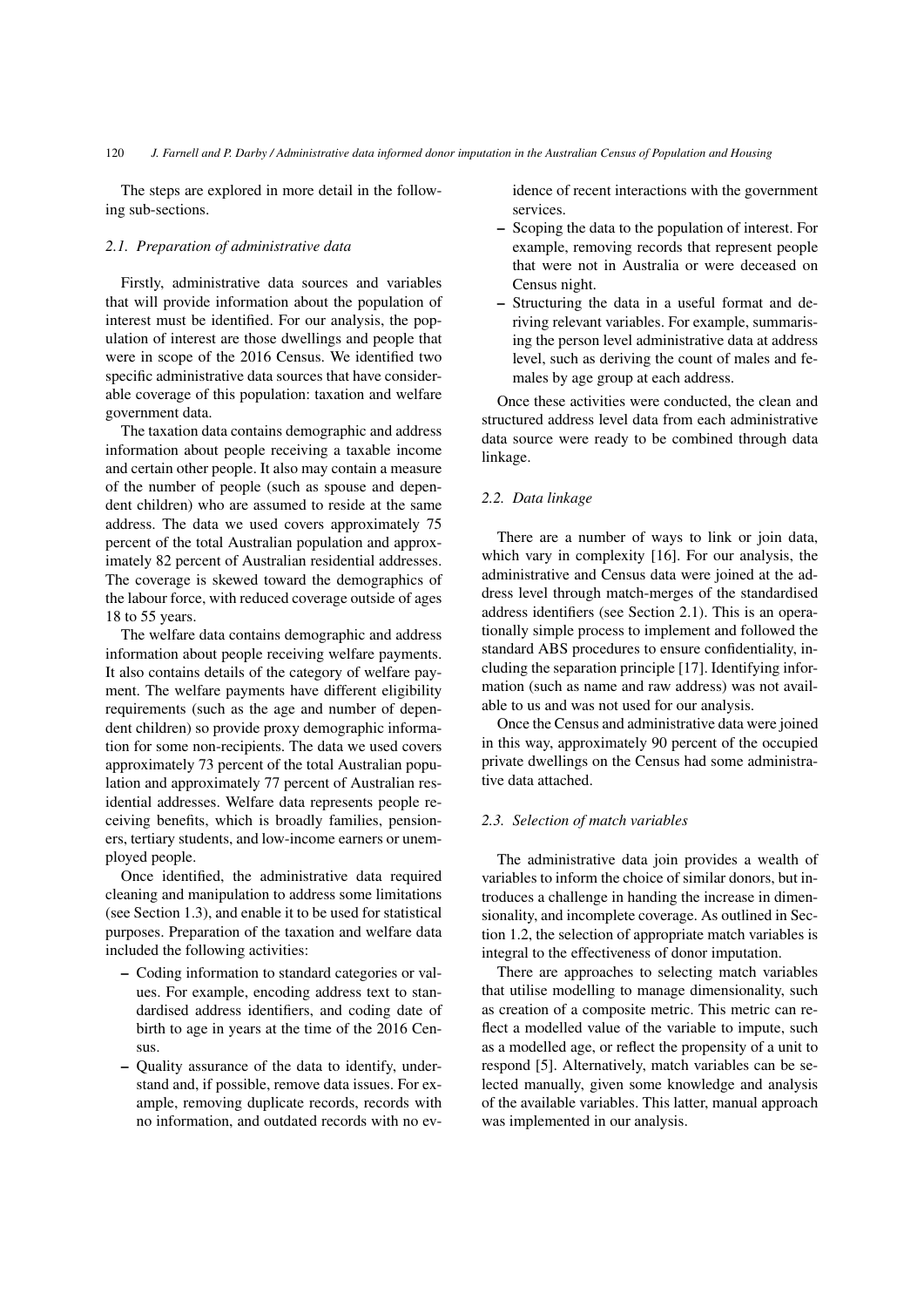The steps are explored in more detail in the following sub-sections.

### 2.1. Preparation of administrative data

Firstly, administrative data sources and variables that will provide information about the population of interest must be identified. For our analysis, the population of interest are those dwellings and people that were in scope of the 2016 Census. We identified two specific administrative data sources that have considerable coverage of this population: taxation and welfare government data.

The taxation data contains demographic and address information about people receiving a taxable income and certain other people. It also may contain a measure of the number of people (such as spouse and dependent children) who are assumed to reside at the same address. The data we used covers approximately 75 percent of the total Australian population and approximately 82 percent of Australian residential addresses. The coverage is skewed toward the demographics of the labour force, with reduced coverage outside of ages 18 to 55 years.

The welfare data contains demographic and address information about people receiving welfare payments. It also contains details of the category of welfare payment. The welfare payments have different eligibility requirements (such as the age and number of dependent children) so provide proxy demographic information for some non-recipients. The data we used covers approximately 73 percent of the total Australian population and approximately 77 percent of Australian residential addresses. Welfare data represents people receiving benefits, which is broadly families, pensioners, tertiary students, and low-income earners or unemployed people.

Once identified, the administrative data required cleaning and manipulation to address some limitations (see Section 1.3), and enable it to be used for statistical purposes. Preparation of the taxation and welfare data included the following activities:

- Coding information to standard categories or values. For example, encoding address text to standardised address identifiers, and coding date of birth to age in years at the time of the 2016 Census.
- Quality assurance of the data to identify, understand and, if possible, remove data issues. For example, removing duplicate records, records with no information, and outdated records with no evidence of recent interactions with the government services.
- Scoping the data to the population of interest. For example, removing records that represent people that were not in Australia or were deceased on Census night.
- Structuring the data in a useful format and deriving relevant variables. For example, summarising the person level administrative data at address level, such as deriving the count of males and females by age group at each address.

Once these activities were conducted, the clean and structured address level data from each administrative data source were ready to be combined through data linkage.

### 2.2. Data linkage

There are a number of ways to link or join data, which vary in complexity [16]. For our analysis, the administrative and Census data were joined at the address level through match-merges of the standardised address identifiers (see Section 2.1). This is an operationally simple process to implement and followed the standard ABS procedures to ensure confidentiality, including the separation principle [17]. Identifying information (such as name and raw address) was not available to us and was not used for our analysis.

Once the Census and administrative data were joined in this way, approximately 90 percent of the occupied private dwellings on the Census had some administrative data attached.

### 2.3. Selection of match variables

The administrative data join provides a wealth of variables to inform the choice of similar donors, but introduces a challenge in handing the increase in dimensionality, and incomplete coverage. As outlined in Section 1.2, the selection of appropriate match variables is integral to the effectiveness of donor imputation.

There are approaches to selecting match variables that utilise modelling to manage dimensionality, such as creation of a composite metric. This metric can reflect a modelled value of the variable to impute, such as a modelled age, or reflect the propensity of a unit to respond [5]. Alternatively, match variables can be selected manually, given some knowledge and analysis of the available variables. This latter, manual approach was implemented in our analysis.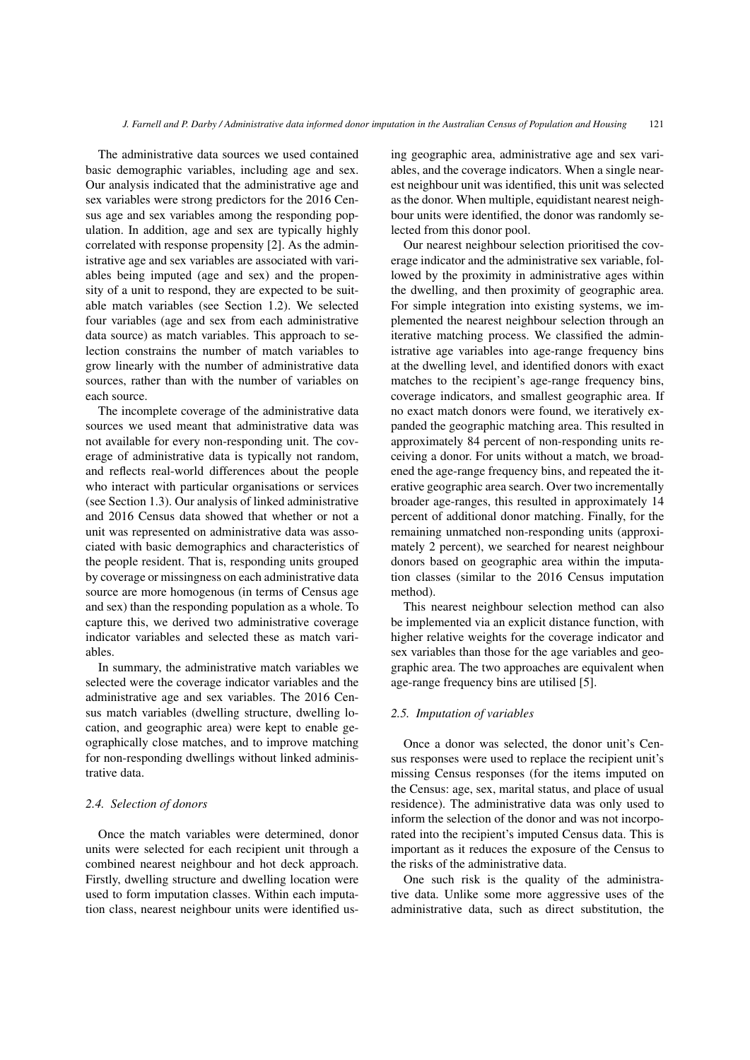The administrative data sources we used contained basic demographic variables, including age and sex. Our analysis indicated that the administrative age and sex variables were strong predictors for the 2016 Census age and sex variables among the responding population. In addition, age and sex are typically highly correlated with response propensity [2]. As the administrative age and sex variables are associated with variables being imputed (age and sex) and the propensity of a unit to respond, they are expected to be suitable match variables (see Section 1.2). We selected four variables (age and sex from each administrative data source) as match variables. This approach to selection constrains the number of match variables to grow linearly with the number of administrative data sources, rather than with the number of variables on each source.

The incomplete coverage of the administrative data sources we used meant that administrative data was not available for every non-responding unit. The coverage of administrative data is typically not random, and reflects real-world differences about the people who interact with particular organisations or services (see Section 1.3). Our analysis of linked administrative and 2016 Census data showed that whether or not a unit was represented on administrative data was associated with basic demographics and characteristics of the people resident. That is, responding units grouped by coverage or missingness on each administrative data source are more homogenous (in terms of Census age and sex) than the responding population as a whole. To capture this, we derived two administrative coverage indicator variables and selected these as match variables.

In summary, the administrative match variables we selected were the coverage indicator variables and the administrative age and sex variables. The 2016 Census match variables (dwelling structure, dwelling location, and geographic area) were kept to enable geographically close matches, and to improve matching for non-responding dwellings without linked administrative data.

### 2.4. Selection of donors

Once the match variables were determined, donor units were selected for each recipient unit through a combined nearest neighbour and hot deck approach. Firstly, dwelling structure and dwelling location were used to form imputation classes. Within each imputation class, nearest neighbour units were identified using geographic area, administrative age and sex variables, and the coverage indicators. When a single nearest neighbour unit was identified, this unit was selected as the donor. When multiple, equidistant nearest neighbour units were identified, the donor was randomly selected from this donor pool.

Our nearest neighbour selection prioritised the coverage indicator and the administrative sex variable, followed by the proximity in administrative ages within the dwelling, and then proximity of geographic area. For simple integration into existing systems, we implemented the nearest neighbour selection through an iterative matching process. We classified the administrative age variables into age-range frequency bins at the dwelling level, and identified donors with exact matches to the recipient's age-range frequency bins, coverage indicators, and smallest geographic area. If no exact match donors were found, we iteratively expanded the geographic matching area. This resulted in approximately 84 percent of non-responding units receiving a donor. For units without a match, we broadened the age-range frequency bins, and repeated the iterative geographic area search. Over two incrementally broader age-ranges, this resulted in approximately 14 percent of additional donor matching. Finally, for the remaining unmatched non-responding units (approximately 2 percent), we searched for nearest neighbour donors based on geographic area within the imputation classes (similar to the 2016 Census imputation method).

This nearest neighbour selection method can also be implemented via an explicit distance function, with higher relative weights for the coverage indicator and sex variables than those for the age variables and geographic area. The two approaches are equivalent when age-range frequency bins are utilised [5].

### 2.5. Imputation of variables

Once a donor was selected, the donor unit's Census responses were used to replace the recipient unit's missing Census responses (for the items imputed on the Census: age, sex, marital status, and place of usual residence). The administrative data was only used to inform the selection of the donor and was not incorporated into the recipient's imputed Census data. This is important as it reduces the exposure of the Census to the risks of the administrative data.

One such risk is the quality of the administrative data. Unlike some more aggressive uses of the administrative data, such as direct substitution, the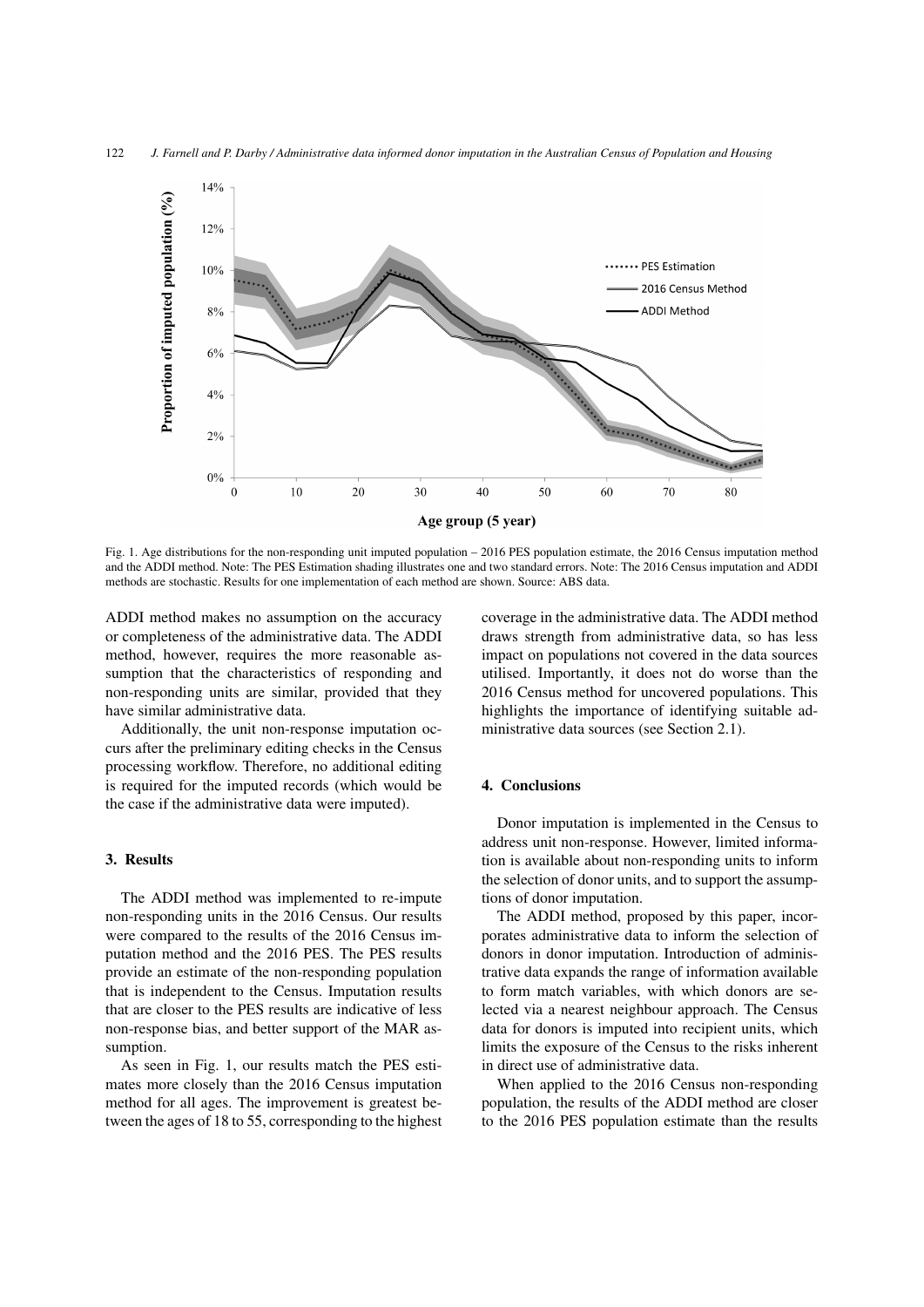Fig. 1. Age distributions for the non-responding unit imputed population – 2016 PES population estimate, the 2016 Census imputation method and the ADDI method. Note: The PES Estimation shading illustrates one and two standard errors. Note: The 2016 Census imputation and ADDI methods are stochastic. Results for one implementation of each method are shown. Source: ABS data.

ADDI method makes no assumption on the accuracy or completeness of the administrative data. The ADDI method, however, requires the more reasonable assumption that the characteristics of responding and non-responding units are similar, provided that they have similar administrative data.

Additionally, the unit non-response imputation occurs after the preliminary editing checks in the Census processing workflow. Therefore, no additional editing is required for the imputed records (which would be the case if the administrative data were imputed).

## 3. Results

The ADDI method was implemented to re-impute non-responding units in the 2016 Census. Our results were compared to the results of the 2016 Census imputation method and the 2016 PES. The PES results provide an estimate of the non-responding population that is independent to the Census. Imputation results that are closer to the PES results are indicative of less non-response bias, and better support of the MAR assumption.

As seen in Fig. 1, our results match the PES estimates more closely than the 2016 Census imputation method for all ages. The improvement is greatest between the ages of 18 to 55, corresponding to the highest coverage in the administrative data. The ADDI method draws strength from administrative data, so has less impact on populations not covered in the data sources utilised. Importantly, it does not do worse than the 2016 Census method for uncovered populations. This highlights the importance of identifying suitable administrative data sources (see Section 2.1).

## 4. Conclusions

Donor imputation is implemented in the Census to address unit non-response. However, limited information is available about non-responding units to inform the selection of donor units, and to support the assumptions of donor imputation.

The ADDI method, proposed by this paper, incorporates administrative data to inform the selection of donors in donor imputation. Introduction of administrative data expands the range of information available to form match variables, with which donors are selected via a nearest neighbour approach. The Census data for donors is imputed into recipient units, which limits the exposure of the Census to the risks inherent in direct use of administrative data.

When applied to the 2016 Census non-responding population, the results of the ADDI method are closer to the 2016 PES population estimate than the results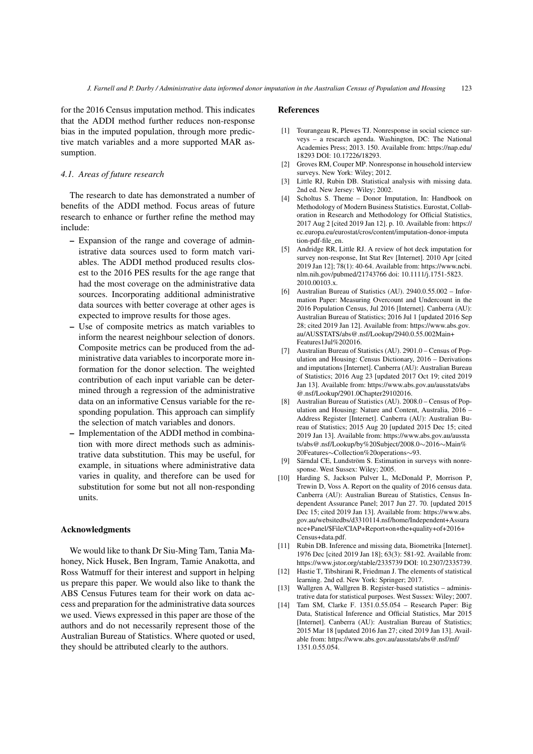for the 2016 Census imputation method. This indicates that the ADDI method further reduces non-response bias in the imputed population, through more predictive match variables and a more supported MAR assumption.

### 4.1. Areas of future research

The research to date has demonstrated a number of benefits of the ADDI method. Focus areas of future research to enhance or further refine the method may include:

- Expansion of the range and coverage of administrative data sources used to form match variables. The ADDI method produced results closest to the 2016 PES results for the age range that had the most coverage on the administrative data sources. Incorporating additional administrative data sources with better coverage at other ages is expected to improve results for those ages.
- Use of composite metrics as match variables to inform the nearest neighbour selection of donors. Composite metrics can be produced from the administrative data variables to incorporate more information for the donor selection. The weighted contribution of each input variable can be determined through a regression of the administrative data on an informative Census variable for the responding population. This approach can simplify the selection of match variables and donors.
- Implementation of the ADDI method in combination with more direct methods such as administrative data substitution. This may be useful, for example, in situations where administrative data varies in quality, and therefore can be used for substitution for some but not all non-responding units.

## Acknowledgments

We would like to thank Dr Siu-Ming Tam, Tania Mahoney, Nick Husek, Ben Ingram, Tamie Anakotta, and Ross Watmuff for their interest and support in helping us prepare this paper. We would also like to thank the ABS Census Futures team for their work on data access and preparation for the administrative data sources we used. Views expressed in this paper are those of the authors and do not necessarily represent those of the Australian Bureau of Statistics. Where quoted or used, they should be attributed clearly to the authors.

## References

[1] Tourangeau R, Plewes TJ. Nonresponse in social science surveys – a research agenda. Washington, DC: The National Academies Press; 2013. 150. Available from: https://nap.edu/18293 DOI: 10.17226/18293.

[2] Groves RM, Couper MP. Nonresponse in household interview surveys. New York: Wiley; 2012.

[3] Little RJ, Rubin DB. Statistical analysis with missing data. 2nd ed. New Jersey: Wiley; 2002.

[4] Scholtus S. Theme – Donor Imputation, In: Handbook on Methodology of Modern Business Statistics. Eurostat, Collaboration in Research and Methodology for Official Statistics, 2017 Aug 2 [cited 2019 Jan 12]. p. 10. Available from: https://ec.europa.eu/eurostat/cros/content/imputation-donor-imputation-pdf-file_en.

[5] Andridge RR, Little RJ. A review of hot deck imputation for survey non-response, Int Stat Rev [Internet]. 2010 Apr [cited 2019 Jan 12]; 78(1): 40-64. Available from: https://www.ncbi.nlm.nih.gov/pubmed/21743766 doi: 10.1111/j.1751-5823.2010.00103.x.

[6] Australian Bureau of Statistics (AU). 2940.0.55.002 – Information Paper: Measuring Overcount and Undercount in the 2016 Population Census, Jul 2016 [Internet]. Canberra (AU): Australian Bureau of Statistics; 2016 Jul 1 [updated 2016 Sep 28; cited 2019 Jan 12]. Available from: https://www.abs.gov.au/AUSSTATS/abs@.nsf/Lookup/2940.0.55.002Main+Features1Jul%202016.

[7] Australian Bureau of Statistics (AU). 2901.0 – Census of Population and Housing: Census Dictionary, 2016 – Derivations and imputations [Internet]. Canberra (AU): Australian Bureau of Statistics; 2016 Aug 23 [updated 2017 Oct 19; cited 2019 Jan 13]. Available from: https://www.abs.gov.au/ausstats/abs@.nsf/Lookup/2901.0Chapter29102016.

[8] Australian Bureau of Statistics (AU). 2008.0 – Census of Population and Housing: Nature and Content, Australia, 2016 – Address Register [Internet]. Canberra (AU): Australian Bureau of Statistics; 2015 Aug 20 [updated 2015 Dec 15; cited 2019 Jan 13]. Available from: https://www.abs.gov.au/ausstats/abs@.nsf/Lookup/by%20Subject/2008.0∼2016∼Main%20Features∼Collection%20operations∼93.

[9] Särndal CE, Lundström S. Estimation in surveys with nonresponse. West Sussex: Wiley; 2005.

[10] Harding S, Jackson Pulver L, McDonald P, Morrison P, Trewin D, Voss A. Report on the quality of 2016 census data. Canberra (AU): Australian Bureau of Statistics, Census Independent Assurance Panel; 2017 Jun 27. 70. [updated 2015 Dec 15; cited 2019 Jan 13]. Available from: https://www.abs.gov.au/websitedbs/d3310114.nsf/home/Independent+Assurance+Panel/$File/CIAP+Report+on+the+quality+of+2016+Census+data.pdf.

[11] Rubin DB. Inference and missing data, Biometrika [Internet]. 1976 Dec [cited 2019 Jan 18]; 63(3): 581-92. Available from: https://www.jstor.org/stable/2335739 DOI: 10.2307/2335739.

[12] Hastie T, Tibshirani R, Friedman J. The elements of statistical learning. 2nd ed. New York: Springer; 2017.

[13] Wallgren A, Wallgren B. Register-based statistics – administrative data for statistical purposes. West Sussex: Wiley; 2007.

[14] Tam SM, Clarke F. 1351.0.55.054 – Research Paper: Big Data, Statistical Inference and Official Statistics, Mar 2015 [Internet]. Canberra (AU): Australian Bureau of Statistics; 2015 Mar 18 [updated 2016 Jan 27; cited 2019 Jan 13]. Available from: https://www.abs.gov.au/ausstats/abs@.nsf/mf/1351.0.55.054.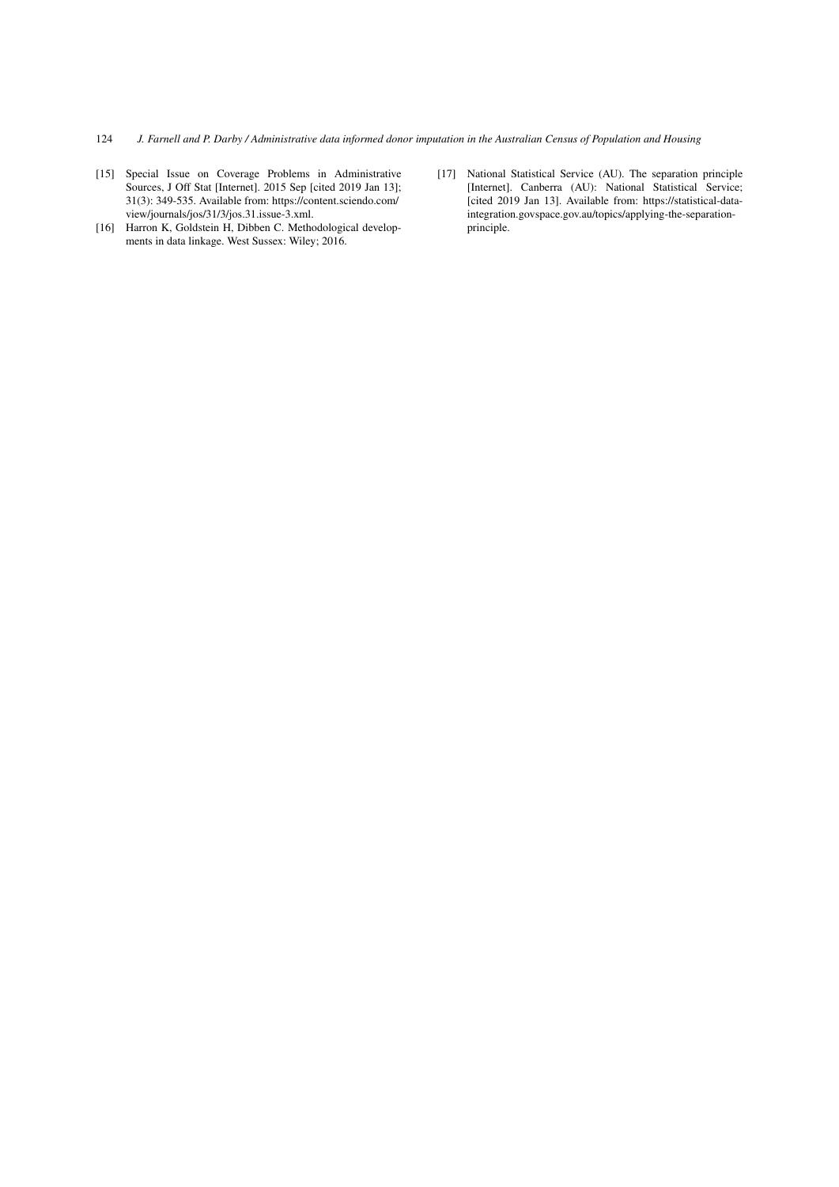[15] Special Issue on Coverage Problems in Administrative Sources, J Off Stat [Internet]. 2015 Sep [cited 2019 Jan 13]; 31(3): 349-535. Available from: https://content.sciendo.com/view/journals/jos/31/3/jos.31.issue-3.xml.

[16] Harron K, Goldstein H, Dibben C. Methodological developments in data linkage. West Sussex: Wiley; 2016.

[17] National Statistical Service (AU). The separation principle [Internet]. Canberra (AU): National Statistical Service; [cited 2019 Jan 13]. Available from: https://statistical-data-integration.govspace.gov.au/topics/applying-the-separation-principle.